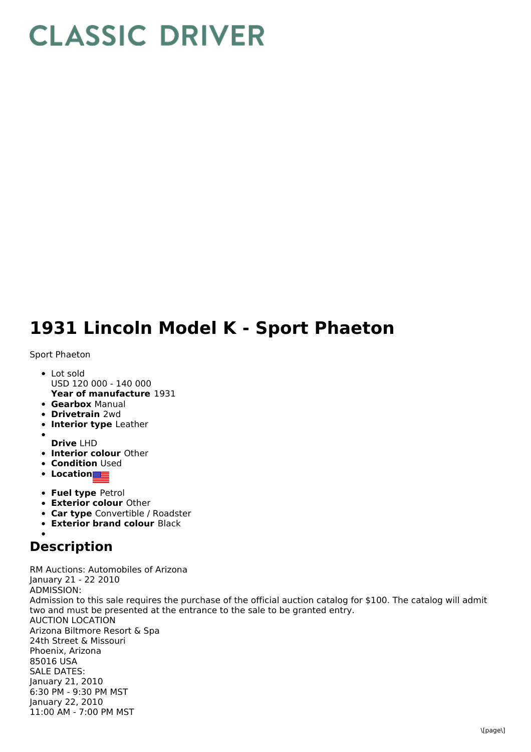# CLASSIC DRIVER

# 1931 Lincoln Model K - Sport Phaeton

Sport Phaeton

- Lot sold  
  USD 120 000 - 140 000  
  **Year of manufacture** 1931
- **Gearbox** Manual
- **Drivetrain** 2wd
- **Interior type** Leather
- **Drive** LHD
- **Interior colour** Other
- **Condition** Used
- **Location**
- **Fuel type** Petrol
- **Exterior colour** Other
- **Car type** Convertible / Roadster
- **Exterior brand colour** Black

## Description

RM Auctions: Automobiles of Arizona  
January 21 - 22 2010  
ADMISSION:  
Admission to this sale requires the purchase of the official auction catalog for $100. The catalog will admit two and must be presented at the entrance to the sale to be granted entry.  
AUCTION LOCATION  
Arizona Biltmore Resort & Spa  
24th Street & Missouri  
Phoenix, Arizona  
85016 USA  
SALE DATES:  
January 21, 2010  
6:30 PM - 9:30 PM MST  
January 22, 2010  
11:00 AM - 7:00 PM MST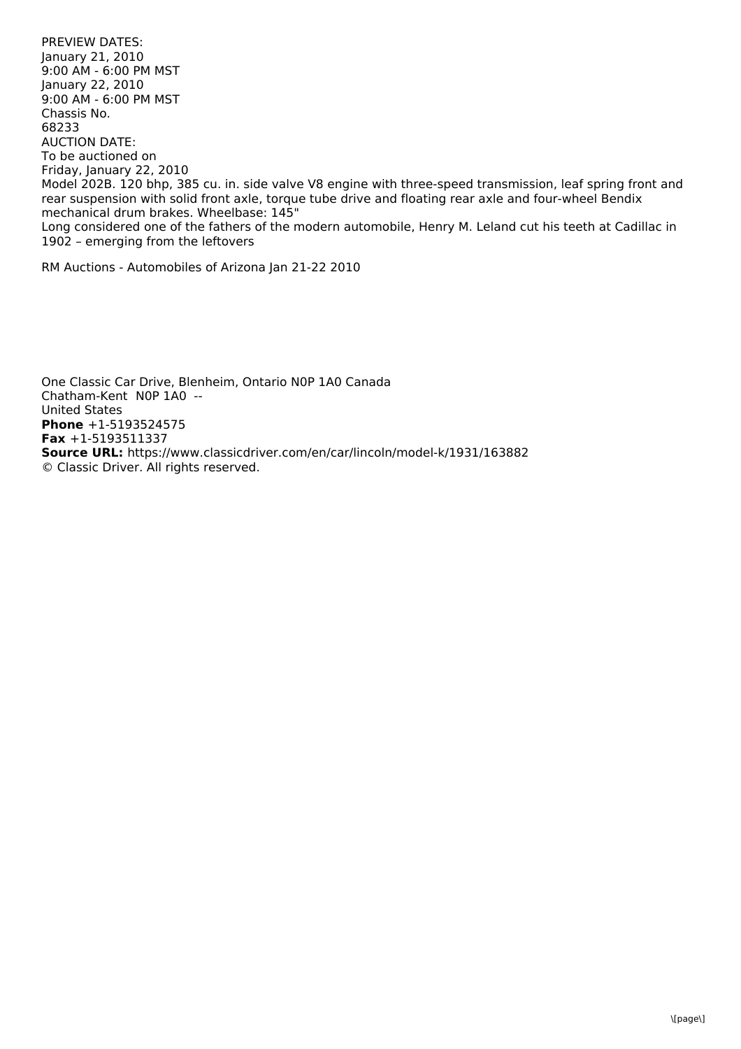PREVIEW DATES:
January 21, 2010
9:00 AM - 6:00 PM MST
January 22, 2010
9:00 AM - 6:00 PM MST
Chassis No.
68233
AUCTION DATE:
To be auctioned on
Friday, January 22, 2010
Model 202B. 120 bhp, 385 cu. in. side valve V8 engine with three-speed transmission, leaf spring front and rear suspension with solid front axle, torque tube drive and floating rear axle and four-wheel Bendix mechanical drum brakes. Wheelbase: 145"
Long considered one of the fathers of the modern automobile, Henry M. Leland cut his teeth at Cadillac in 1902 – emerging from the leftovers

RM Auctions - Automobiles of Arizona Jan 21-22 2010

One Classic Car Drive, Blenheim, Ontario N0P 1A0 Canada
Chatham-Kent  N0P 1A0  --
United States
**Phone** +1-5193524575
**Fax** +1-5193511337
**Source URL:** https://www.classicdriver.com/en/car/lincoln/model-k/1931/163882
© Classic Driver. All rights reserved.